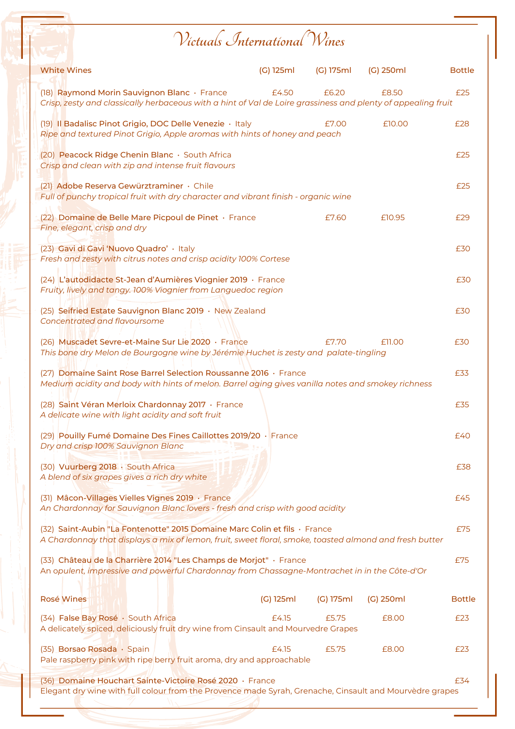# Victuals International Wines

| White Wines | (G) 125ml | (G) 175ml | (G) 250ml | Bottle |
|---|---|---|---|---|
| (18) **Raymond Morin Sauvignon Blanc** · France<br>*Crisp, zesty and classically herbaceous with a hint of Val de Loire grassiness and plenty of appealing fruit* | £4.50 | £6.20 | £8.50 | £25 |
| (19) **Il Badalisc Pinot Grigio, DOC Delle Venezie** · Italy<br>*Ripe and textured Pinot Grigio, Apple aromas with hints of honey and peach* | | £7.00 | £10.00 | £28 |
| (20) **Peacock Ridge Chenin Blanc** · South Africa<br>*Crisp and clean with zip and intense fruit flavours* | | | | £25 |
| (21) **Adobe Reserva Gewürztraminer** · Chile<br>*Full of punchy tropical fruit with dry character and vibrant finish - organic wine* | | | | £25 |
| (22) **Domaine de Belle Mare Picpoul de Pinet** · France<br>*Fine, elegant, crisp and dry* | | £7.60 | £10.95 | £29 |
| (23) **Gavi di Gavi 'Nuovo Quadro'** · Italy<br>*Fresh and zesty with citrus notes and crisp acidity 100% Cortese* | | | | £30 |
| (24) **L'autodidacte St-Jean d'Aumières Viognier 2019** · France<br>*Fruity, lively and tangy. 100% Viognier from Languedoc region* | | | | £30 |
| (25) **Seifried Estate Sauvignon Blanc 2019** · New Zealand<br>*Concentrated and flavoursome* | | | | £30 |
| (26) **Muscadet Sevre-et-Maine Sur Lie 2020** · France<br>*This bone dry Melon de Bourgogne wine by Jérémie Huchet is zesty and palate-tingling* | | £7.70 | £11.00 | £30 |
| (27) **Domaine Saint Rose Barrel Selection Roussanne 2016** · France<br>*Medium acidity and body with hints of melon. Barrel aging gives vanilla notes and smokey richness* | | | | £33 |
| (28) **Saint Véran Merloix Chardonnay 2017** · France<br>*A delicate wine with light acidity and soft fruit* | | | | £35 |
| (29) **Pouilly Fumé Domaine Des Fines Caillottes 2019/20** · France<br>*Dry and crisp 100% Sauvignon Blanc* | | | | £40 |
| (30) **Vuurberg 2018** · South Africa<br>*A blend of six grapes gives a rich dry white* | | | | £38 |
| (31) **Mâcon-Villages Vielles Vignes 2019** · France<br>*An Chardonnay for Sauvignon Blanc lovers - fresh and crisp with good acidity* | | | | £45 |
| (32) **Saint-Aubin "La Fontenotte" 2015 Domaine Marc Colin et fils** · France<br>*A Chardonnay that displays a mix of lemon, fruit, sweet floral, smoke, toasted almond and fresh butter* | | | | £75 |
| (33) **Château de la Charrière 2014 "Les Champs de Morjot"** · France<br>*An opulent, impressive and powerful Chardonnay from Chassagne-Montrachet in in the Côte-d'Or* | | | | £75 |

| Rosé Wines | (G) 125ml | (G) 175ml | (G) 250ml | Bottle |
|---|---|---|---|---|
| (34) **False Bay Rosé** · South Africa<br>A delicately spiced, deliciously fruit dry wine from Cinsault and Mourvedre Grapes | £4.15 | £5.75 | £8.00 | £23 |
| (35) **Borsao Rosada** · Spain<br>Pale raspberry pink with ripe berry fruit aroma, dry and approachable | £4.15 | £5.75 | £8.00 | £23 |
| (36) **Domaine Houchart Sainte-Victoire Rosé 2020** · France<br>Elegant dry wine with full colour from the Provence made Syrah, Grenache, Cinsault and Mourvèdre grapes | | | | £34 |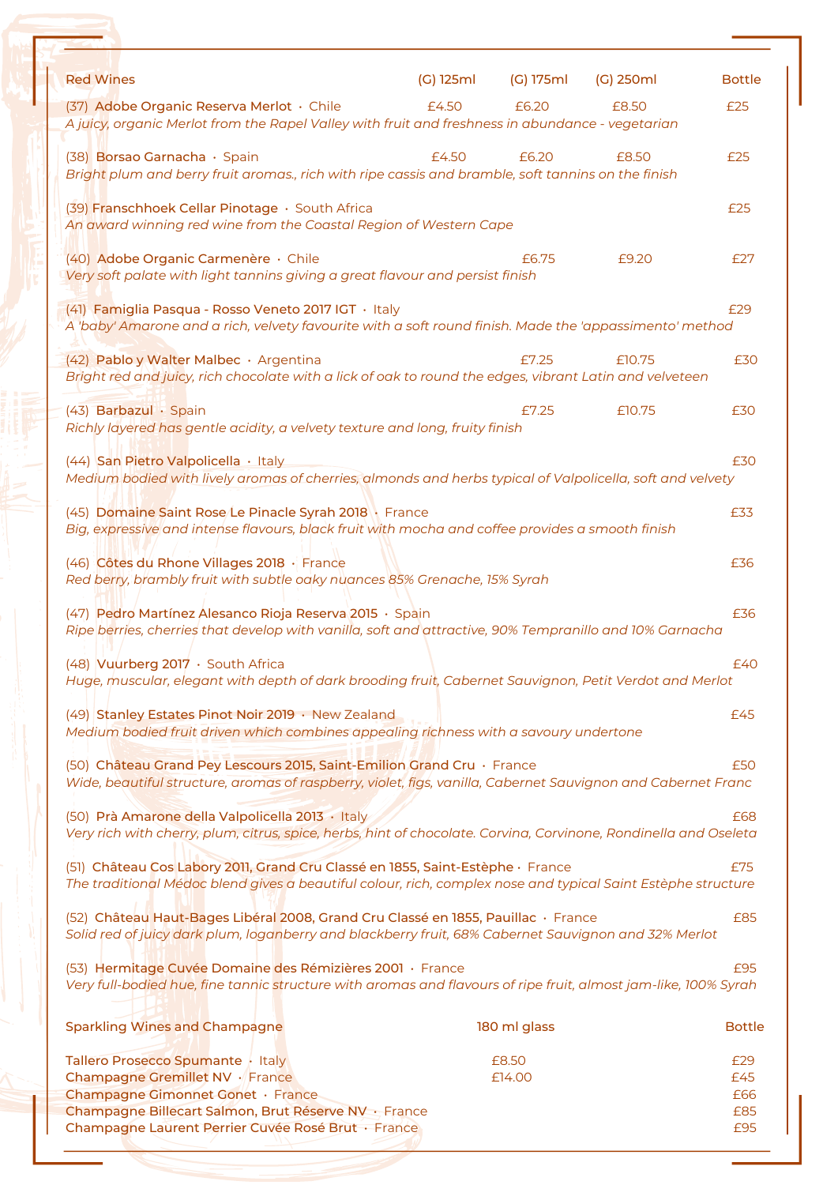| Red Wines | (G) 125ml | (G) 175ml | (G) 250ml | Bottle |
|---|---|---|---|---|
| (37) Adobe Organic Reserva Merlot · Chile<br>*A juicy, organic Merlot from the Rapel Valley with fruit and freshness in abundance - vegetarian* | £4.50 | £6.20 | £8.50 | £25 |
| (38) Borsao Garnacha · Spain<br>*Bright plum and berry fruit aromas., rich with ripe cassis and bramble, soft tannins on the finish* | £4.50 | £6.20 | £8.50 | £25 |
| (39) Franschhoek Cellar Pinotage · South Africa<br>*An award winning red wine from the Coastal Region of Western Cape* | | | | £25 |
| (40) Adobe Organic Carmenère · Chile<br>*Very soft palate with light tannins giving a great flavour and persist finish* | | £6.75 | £9.20 | £27 |
| (41) Famiglia Pasqua - Rosso Veneto 2017 IGT · Italy<br>*A 'baby' Amarone and a rich, velvety favourite with a soft round finish. Made the 'appassimento' method* | | | | £29 |
| (42) Pablo y Walter Malbec · Argentina<br>*Bright red and juicy, rich chocolate with a lick of oak to round the edges, vibrant Latin and velveteen* | | £7.25 | £10.75 | £30 |
| (43) Barbazul · Spain<br>*Richly layered has gentle acidity, a velvety texture and long, fruity finish* | | £7.25 | £10.75 | £30 |
| (44) San Pietro Valpolicella · Italy<br>*Medium bodied with lively aromas of cherries, almonds and herbs typical of Valpolicella, soft and velvety* | | | | £30 |
| (45) Domaine Saint Rose Le Pinacle Syrah 2018 · France<br>*Big, expressive and intense flavours, black fruit with mocha and coffee provides a smooth finish* | | | | £33 |
| (46) Côtes du Rhone Villages 2018 · France<br>*Red berry, brambly fruit with subtle oaky nuances 85% Grenache, 15% Syrah* | | | | £36 |
| (47) Pedro Martínez Alesanco Rioja Reserva 2015 · Spain<br>*Ripe berries, cherries that develop with vanilla, soft and attractive, 90% Tempranillo and 10% Garnacha* | | | | £36 |
| (48) Vuurberg 2017 · South Africa<br>*Huge, muscular, elegant with depth of dark brooding fruit, Cabernet Sauvignon, Petit Verdot and Merlot* | | | | £40 |
| (49) Stanley Estates Pinot Noir 2019 · New Zealand<br>*Medium bodied fruit driven which combines appealing richness with a savoury undertone* | | | | £45 |
| (50) Château Grand Pey Lescours 2015, Saint-Emilion Grand Cru · France<br>*Wide, beautiful structure, aromas of raspberry, violet, figs, vanilla, Cabernet Sauvignon and Cabernet Franc* | | | | £50 |
| (50) Prà Amarone della Valpolicella 2013 · Italy<br>*Very rich with cherry, plum, citrus, spice, herbs, hint of chocolate. Corvina, Corvinone, Rondinella and Oseleta* | | | | £68 |
| (51) Château Cos Labory 2011, Grand Cru Classé en 1855, Saint-Estèphe · France<br>*The traditional Médoc blend gives a beautiful colour, rich, complex nose and typical Saint Estèphe structure* | | | | £75 |
| (52) Château Haut-Bages Libéral 2008, Grand Cru Classé en 1855, Pauillac · France<br>*Solid red of juicy dark plum, loganberry and blackberry fruit, 68% Cabernet Sauvignon and 32% Merlot* | | | | £85 |
| (53) Hermitage Cuvée Domaine des Rémizières 2001 · France<br>*Very full-bodied hue, fine tannic structure with aromas and flavours of ripe fruit, almost jam-like, 100% Syrah* | | | | £95 |

| Sparkling Wines and Champagne | 180 ml glass | Bottle |
|---|---|---|
| Tallero Prosecco Spumante · Italy | £8.50 | £29 |
| Champagne Gremillet NV · France | £14.00 | £45 |
| Champagne Gimonnet Gonet · France | | £66 |
| Champagne Billecart Salmon, Brut Réserve NV · France | | £85 |
| Champagne Laurent Perrier Cuvée Rosé Brut · France | | £95 |